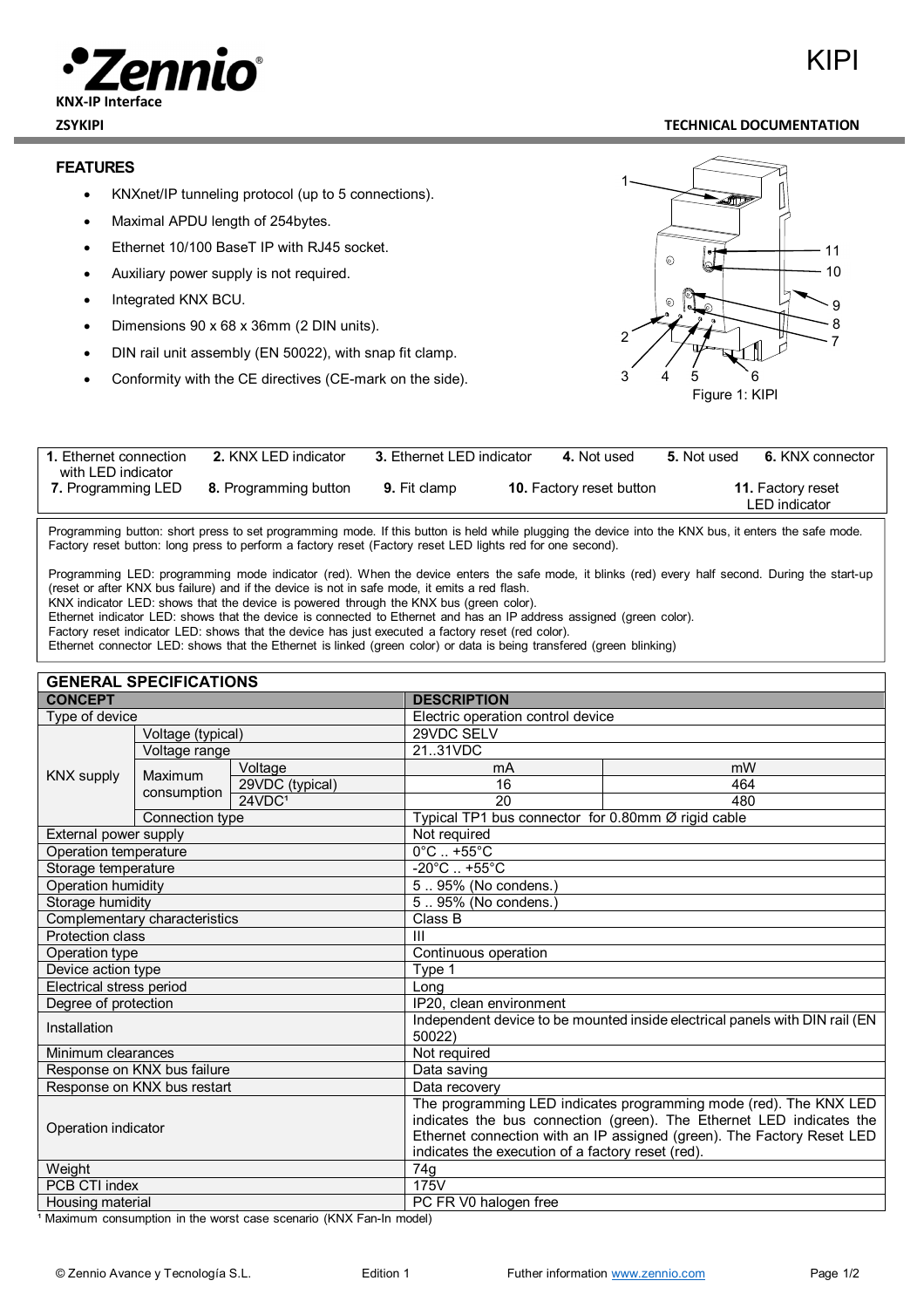**KNX-IP Interface**

**ZSYKIPI**

# KIPI

**TECHNICAL DOCUMENTATION**

## FEATURES

- KNXnet/IP tunneling protocol (up to 5 connections).
- Maximal APDU length of 254bytes.
- Ethernet 10/100 BaseT IP with RJ45 socket.
- Auxiliary power supply is not required.
- Integrated KNX BCU.
- Dimensions 90 x 68 x 36mm (2 DIN units).
- DIN rail unit assembly (EN 50022), with snap fit clamp.
- Conformity with the CE directives (CE-mark on the side).

Figure 1: KIPI

| | | | | | |
|---|---|---|---|---|---|
| **1.** Ethernet connection with LED indicator | **2.** KNX LED indicator | **3.** Ethernet LED indicator | **4.** Not used | **5.** Not used | **6.** KNX connector |
| **7.** Programming LED | **8.** Programming button | **9.** Fit clamp | **10.** Factory reset button | | **11.** Factory reset LED indicator |

Programming button: short press to set programming mode. If this button is held while plugging the device into the KNX bus, it enters the safe mode.
Factory reset button: long press to perform a factory reset (Factory reset LED lights red for one second).

Programming LED: programming mode indicator (red). When the device enters the safe mode, it blinks (red) every half second. During the start-up (reset or after KNX bus failure) and if the device is not in safe mode, it emits a red flash.
KNX indicator LED: shows that the device is powered through the KNX bus (green color).
Ethernet indicator LED: shows that the device is connected to Ethernet and has an IP address assigned (green color).
Factory reset indicator LED: shows that the device has just executed a factory reset (red color).
Ethernet connector LED: shows that the Ethernet is linked (green color) or data is being transfered (green blinking)

## GENERAL SPECIFICATIONS

| CONCEPT | | | DESCRIPTION | |
|---|---|---|---|---|
| Type of device | | | Electric operation control device | |
| KNX supply | Voltage (typical) | | 29VDC SELV | |
| | Voltage range | | 21..31VDC | |
| | Maximum consumption | Voltage | mA | mW |
| | | 29VDC (typical) | 16 | 464 |
| | | 24VDC[1] | 20 | 480 |
| | Connection type | | Typical TP1 bus connector for 0.80mm Ø rigid cable | |
| External power supply | | | Not required | |
| Operation temperature | | | 0°C .. +55°C | |
| Storage temperature | | | -20°C .. +55°C | |
| Operation humidity | | | 5 .. 95% (No condens.) | |
| Storage humidity | | | 5 .. 95% (No condens.) | |
| Complementary characteristics | | | Class B | |
| Protection class | | | III | |
| Operation type | | | Continuous operation | |
| Device action type | | | Type 1 | |
| Electrical stress period | | | Long | |
| Degree of protection | | | IP20, clean environment | |
| Installation | | | Independent device to be mounted inside electrical panels with DIN rail (EN 50022) | |
| Minimum clearances | | | Not required | |
| Response on KNX bus failure | | | Data saving | |
| Response on KNX bus restart | | | Data recovery | |
| Operation indicator | | | The programming LED indicates programming mode (red). The KNX LED indicates the bus connection (green). The Ethernet LED indicates the Ethernet connection with an IP assigned (green). The Factory Reset LED indicates the execution of a factory reset (red). | |
| Weight | | | 74g | |
| PCB CTI index | | | 175V | |
| Housing material | | | PC FR V0 halogen free | |

[1] Maximum consumption in the worst case scenario (KNX Fan-In model)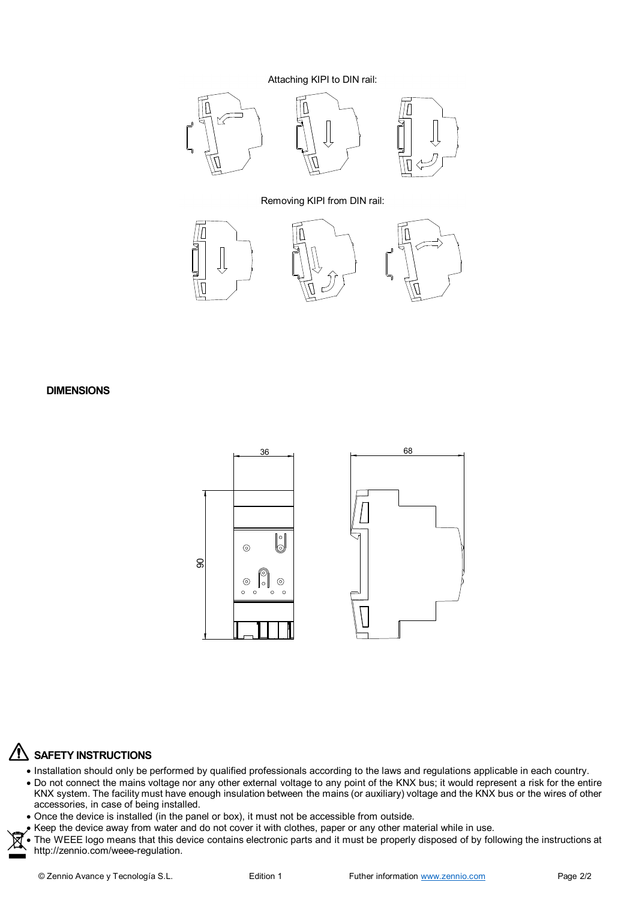Attaching KIPI to DIN rail:

Removing KIPI from DIN rail:

**DIMENSIONS**

36

68

90

## SAFETY INSTRUCTIONS

- Installation should only be performed by qualified professionals according to the laws and regulations applicable in each country.
- Do not connect the mains voltage nor any other external voltage to any point of the KNX bus; it would represent a risk for the entire KNX system. The facility must have enough insulation between the mains (or auxiliary) voltage and the KNX bus or the wires of other accessories, in case of being installed.
- Once the device is installed (in the panel or box), it must not be accessible from outside.
- Keep the device away from water and do not cover it with clothes, paper or any other material while in use.
- The WEEE logo means that this device contains electronic parts and it must be properly disposed of by following the instructions at http://zennio.com/weee-regulation.